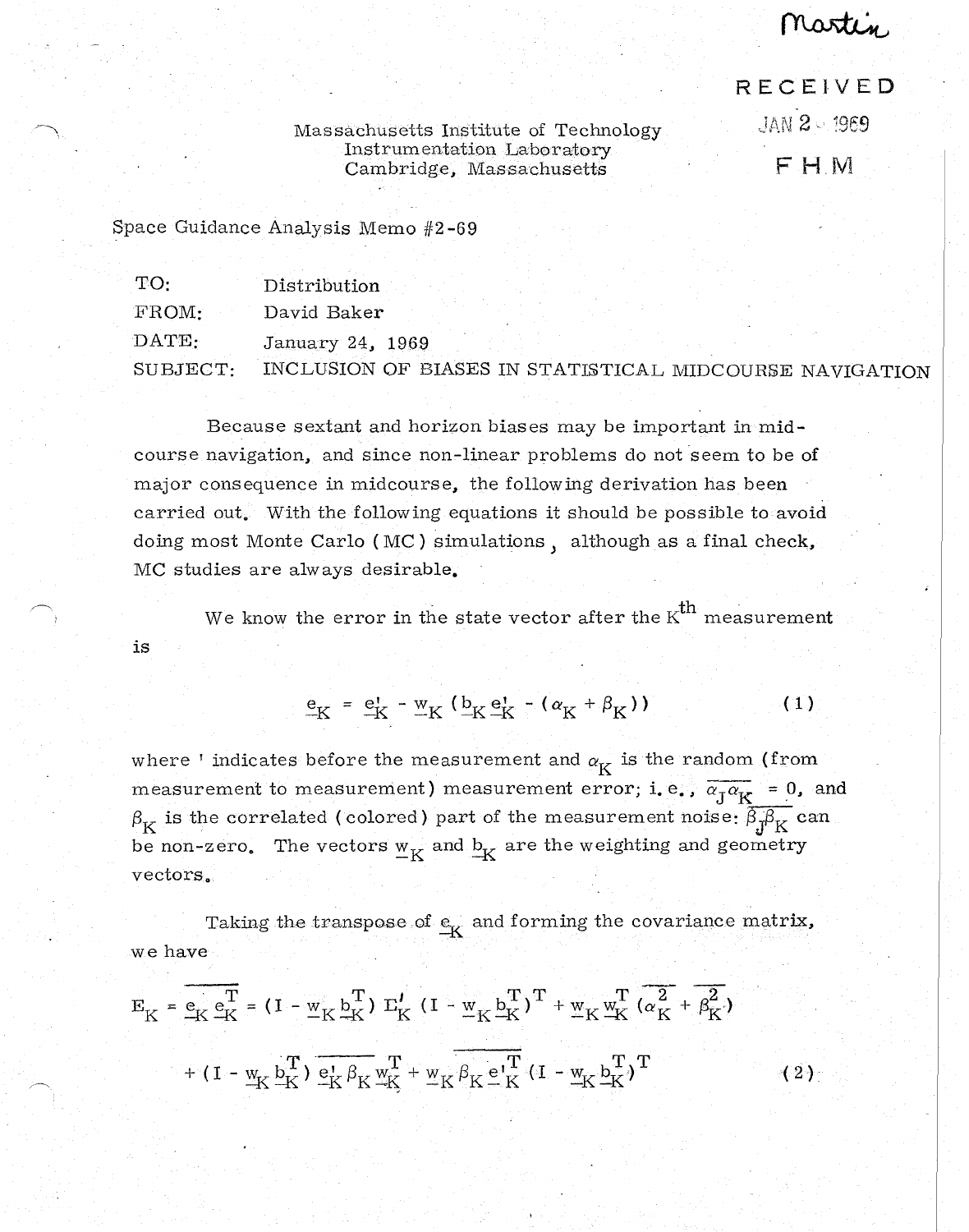Martin

RECEIVED

JAN 2 1969

F H M

Massachusetts Institute of Technology
Instrumentation Laboratory
Cambridge, Massachusetts

Space Guidance Analysis Memo #2-69

| | |
|---|---|
| TO: | Distribution |
| FROM: | David Baker |
| DATE: | January 24, 1969 |
| SUBJECT: | INCLUSION OF BIASES IN STATISTICAL MIDCOURSE NAVIGATION |

Because sextant and horizon biases may be important in midcourse navigation, and since non-linear problems do not seem to be of major consequence in midcourse, the following derivation has been carried out. With the following equations it should be possible to avoid doing most Monte Carlo (MC) simulations, although as a final check, MC studies are always desirable.

We know the error in the state vector after the $K^{th}$ measurement is

$$\underline{e}_K = \underline{e}'_K - \underline{w}_K (\underline{b}_K \underline{e}'_K - (\alpha_K + \beta_K)) \tag{1}$$

where ' indicates before the measurement and $\alpha_K$ is the random (from measurement to measurement) measurement error; i.e., $\overline{\alpha_J \alpha_K} = 0$, and $\beta_K$ is the correlated (colored) part of the measurement noise: $\overline{\beta_J \beta_K}$ can be non-zero. The vectors $\underline{w}_K$ and $\underline{b}_K$ are the weighting and geometry vectors.

Taking the transpose of $\underline{e}_K$ and forming the covariance matrix, we have

$$E_K = \overline{\underline{e}_K \underline{e}_K^T} = (I - \underline{w}_K \underline{b}_K^T) E'_K (I - \underline{w}_K \underline{b}_K^T)^T + \underline{w}_K \underline{w}_K^T (\overline{\alpha_K^2} + \overline{\beta_K^2})$$

$$+ (I - \underline{w}_K \underline{b}_K^T) \overline{\underline{e}'_K \beta_K} \underline{w}_K^T + \underline{w}_K \overline{\beta_K \underline{e}'^T_K} (I - \underline{w}_K \underline{b}_K^T)^T \tag{2}$$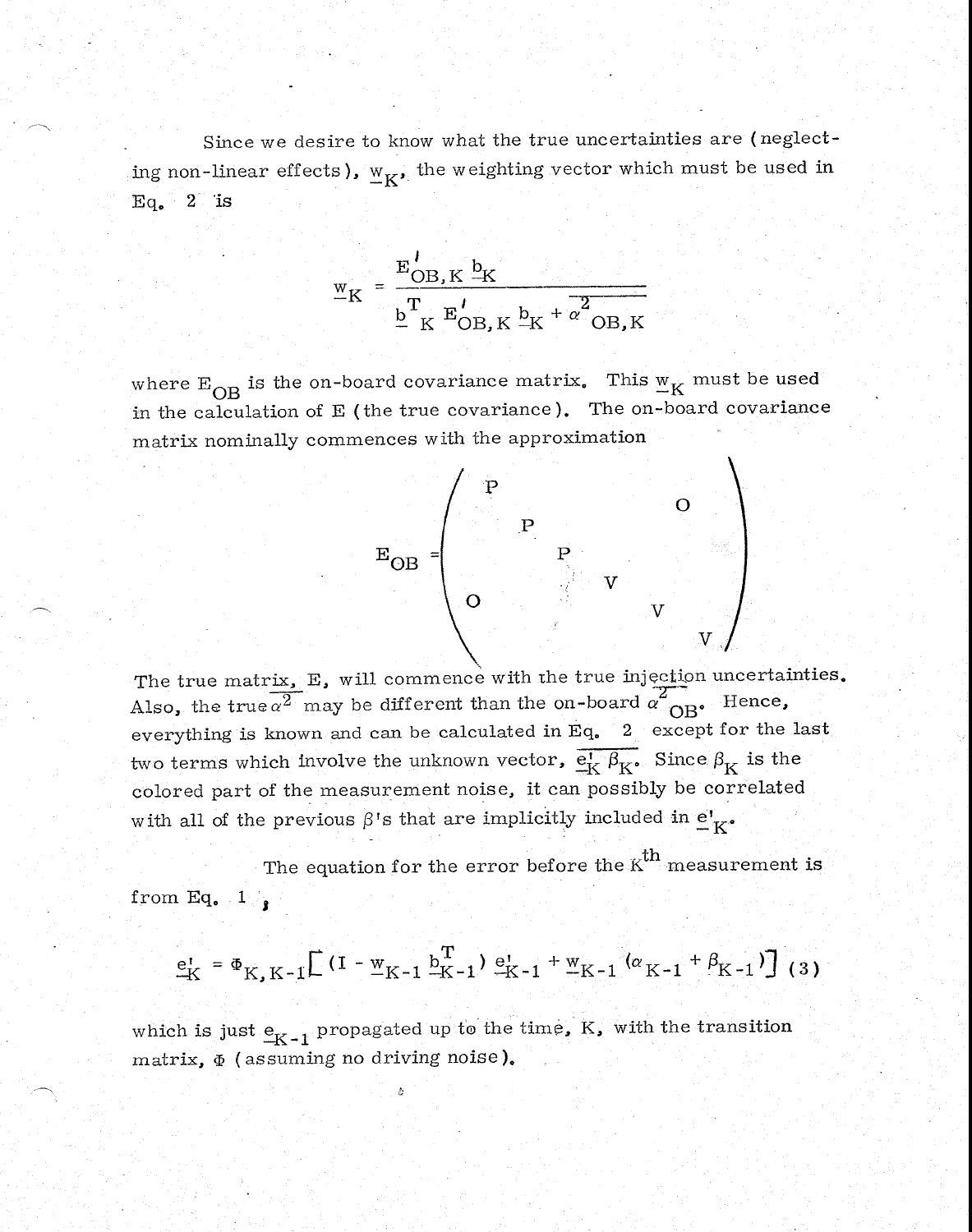Since we desire to know what the true uncertainties are (neglecting non-linear effects), $\underline{w}_K$, the weighting vector which must be used in Eq. 2 is

$$\underline{w}_K = \frac{E'_{OB,K}\,\underline{b}_K}{\underline{b}^T_K\,E'_{OB,K}\,\underline{b}_K + \overline{\alpha^2}_{OB,K}}$$

where $E_{OB}$ is the on-board covariance matrix. This $\underline{w}_K$ must be used in the calculation of E (the true covariance). The on-board covariance matrix nominally commences with the approximation

$$E_{OB} = \begin{pmatrix} P & & & & & O \\ & P & & & & \\ & & P & & & \\ & & & V & & \\ O & & & & V & \\ & & & & & V \end{pmatrix}$$

The true matrix, E, will commence with the true injection uncertainties. Also, the true $\overline{\alpha^2}$ may be different than the on-board $\overline{\alpha^2}_{OB}$. Hence, everything is known and can be calculated in Eq. 2 except for the last two terms which involve the unknown vector, $\overline{\underline{e}'_K\,\beta_K}$. Since $\beta_K$ is the colored part of the measurement noise, it can possibly be correlated with all of the previous $\beta$'s that are implicitly included in $\underline{e}'_K$.

The equation for the error before the $K^{th}$ measurement is from Eq. 1,

$$\underline{e}'_K = \Phi_{K,K-1}\left[(I - \underline{w}_{K-1}\,\underline{b}^T_{K-1})\,\underline{e}'_{K-1} + \underline{w}_{K-1}\,(\alpha_{K-1} + \beta_{K-1})\right] \quad (3)$$

which is just $\underline{e}_{K-1}$ propagated up to the time, K, with the transition matrix, $\Phi$ (assuming no driving noise).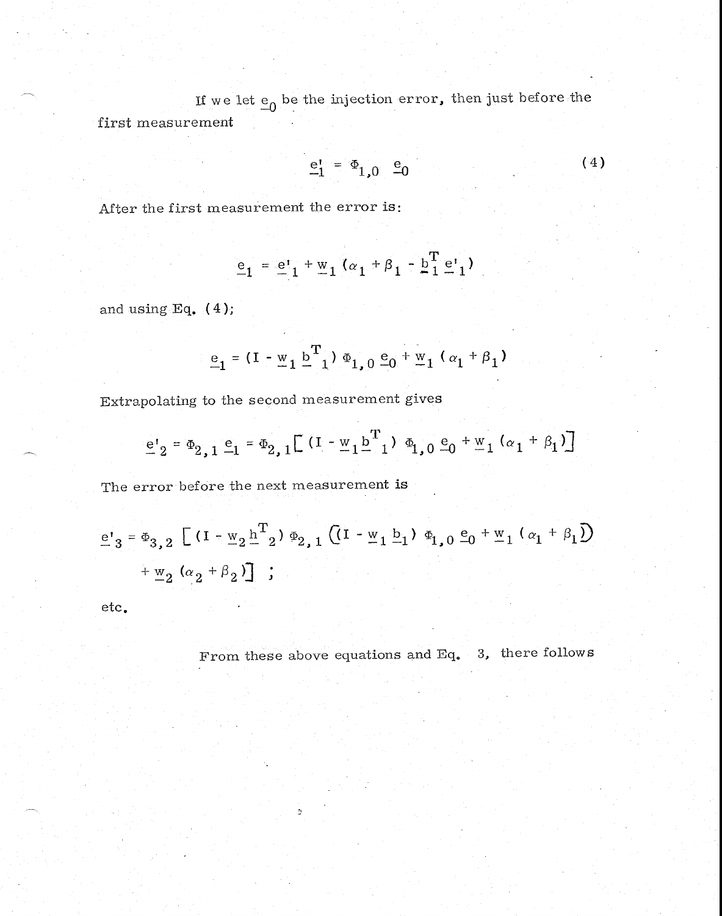If we let $\underline{e}_0$ be the injection error, then just before the first measurement

$$\underline{e}'_1 = \Phi_{1,0} \; \underline{e}_0 \tag{4}$$

After the first measurement the error is:

$$\underline{e}_1 = \underline{e}'_1 + \underline{w}_1 \left(\alpha_1 + \beta_1 - \underline{b}_1^T \underline{e}'_1\right)$$

and using Eq. (4);

$$\underline{e}_1 = \left(I - \underline{w}_1 \underline{b}^T_1\right) \Phi_{1,0} \, \underline{e}_0 + \underline{w}_1 \left(\alpha_1 + \beta_1\right)$$

Extrapolating to the second measurement gives

$$\underline{e}'_2 = \Phi_{2,1} \, \underline{e}_1 = \Phi_{2,1} \left[ \left(I - \underline{w}_1 \underline{b}^T_1\right) \Phi_{1,0} \, \underline{e}_0 + \underline{w}_1 \left(\alpha_1 + \beta_1\right) \right]$$

The error before the next measurement is

$$\underline{e}'_3 = \Phi_{3,2} \left[ \left(I - \underline{w}_2 \underline{h}^T_2\right) \Phi_{2,1} \left( \left(I - \underline{w}_1 \underline{b}_1\right) \Phi_{1,0} \, \underline{e}_0 + \underline{w}_1 \left(\alpha_1 + \beta_1\right) \right) + \underline{w}_2 \left(\alpha_2 + \beta_2\right) \right] \; ;$$

etc.

From these above equations and Eq. 3, there follows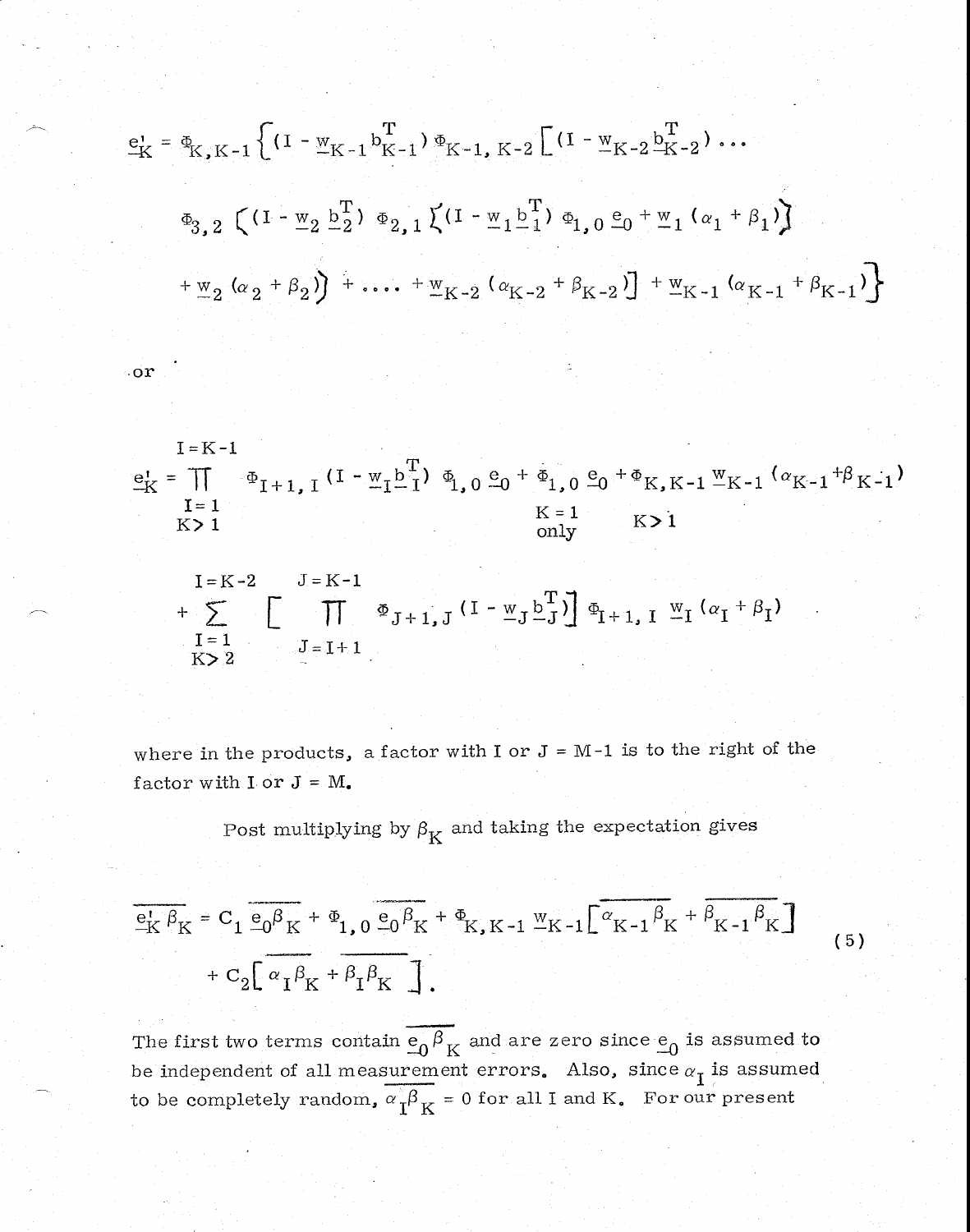$$\underline{e}'_K = \Phi_{K,K-1}\Big\{(I - \underline{w}_{K-1}\underline{b}^T_{K-1})\,\Phi_{K-1,K-2}\Big[(I - \underline{w}_{K-2}\underline{b}^T_{K-2})\cdots$$

$$\Phi_{3,2}\Big((I - \underline{w}_2\,\underline{b}^T_2)\,\Phi_{2,1}\Big\{(I - \underline{w}_1\underline{b}^T_1)\,\Phi_{1,0}\,\underline{e}_0 + \underline{w}_1(\alpha_1 + \beta_1)\Big\}$$

$$+ \underline{w}_2(\alpha_2 + \beta_2)\Big) + \cdots + \underline{w}_{K-2}(\alpha_{K-2} + \beta_{K-2})\Big] + \underline{w}_{K-1}(\alpha_{K-1} + \beta_{K-1})\Big\}$$

or

$$\underline{e}'_K = \underbrace{\prod_{I=1}^{I=K-1}}_{K>1} \Phi_{I+1,I}(I - \underline{w}_I\underline{b}^T_I)\,\Phi_{1,0}\,\underline{e}_0 + \underbrace{\Phi_{1,0}\,\underline{e}_0}_{K=1\text{ only}} + \underbrace{\Phi_{K,K-1}\,\underline{w}_{K-1}(\alpha_{K-1} + \beta_{K-1})}_{K>1}$$

$$+ \underbrace{\sum_{I=1}^{I=K-2}}_{K>2}\Big[\prod_{J=I+1}^{J=K-1}\Phi_{J+1,J}(I - \underline{w}_J\underline{b}^T_J)\Big]\,\Phi_{I+1,I}\,\underline{w}_I(\alpha_I + \beta_I)$$

where in the products, a factor with I or J = M-1 is to the right of the factor with I or J = M.

Post multiplying by $\beta_K$ and taking the expectation gives

$$\overline{\underline{e}'_K\beta_K} = C_1\,\overline{\underline{e}_0\beta_K} + \Phi_{1,0}\,\overline{\underline{e}_0\beta_K} + \Phi_{K,K-1}\,\underline{w}_{K-1}\Big[\overline{\alpha_{K-1}\beta_K} + \overline{\beta_{K-1}\beta_K}\Big]$$
$$+ C_2\Big[\overline{\alpha_I\beta_K} + \overline{\beta_I\beta_K}\Big]. \tag{5}$$

The first two terms contain $\overline{\underline{e}_0\beta_K}$ and are zero since $\underline{e}_0$ is assumed to be independent of all measurement errors. Also, since $\alpha_I$ is assumed to be completely random, $\overline{\alpha_I\beta_K} = 0$ for all I and K. For our present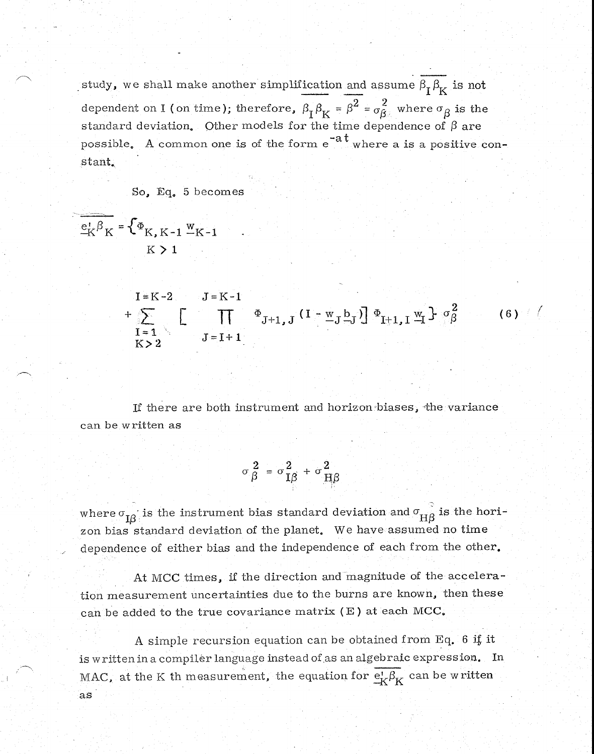study, we shall make another simplification and assume $\overline{\beta_I \beta_K}$ is not dependent on I (on time); therefore, $\overline{\beta_I \beta_K} = \overline{\beta^2} = \sigma_\beta^2$ where $\sigma_\beta$ is the standard deviation. Other models for the time dependence of $\beta$ are possible. A common one is of the form $e^{-at}$ where a is a positive constant.

So, Eq. 5 becomes

$$\overline{\underline{e}_K^{\prime} \beta_K} = \Big\{ \Phi_{K,K-1} \underline{w}_{K-1} \qquad K > 1$$

$$+ \sum_{\substack{I=1 \\ K>2}}^{I=K-2} \Big[ \prod_{J=I+1}^{J=K-1} \Phi_{J+1,J} (I - \underline{w}_J \underline{b}_J) \Big] \Phi_{I+1,I} \underline{w}_I \Big\} \sigma_\beta^2 \tag{6}$$

If there are both instrument and horizon biases, the variance can be written as

$$\sigma_\beta^2 = \sigma_{I\beta}^2 + \sigma_{H\beta}^2$$

where $\sigma_{I\beta}$ is the instrument bias standard deviation and $\sigma_{H\beta}$ is the horizon bias standard deviation of the planet. We have assumed no time dependence of either bias and the independence of each from the other.

At MCC times, if the direction and magnitude of the acceleration measurement uncertainties due to the burns are known, then these can be added to the true covariance matrix (E) at each MCC.

A simple recursion equation can be obtained from Eq. 6 if it is written in a compiler language instead of as an algebraic expression. In MAC, at the K th measurement, the equation for $\overline{\underline{e}_K^{\prime} \beta_K}$ can be written as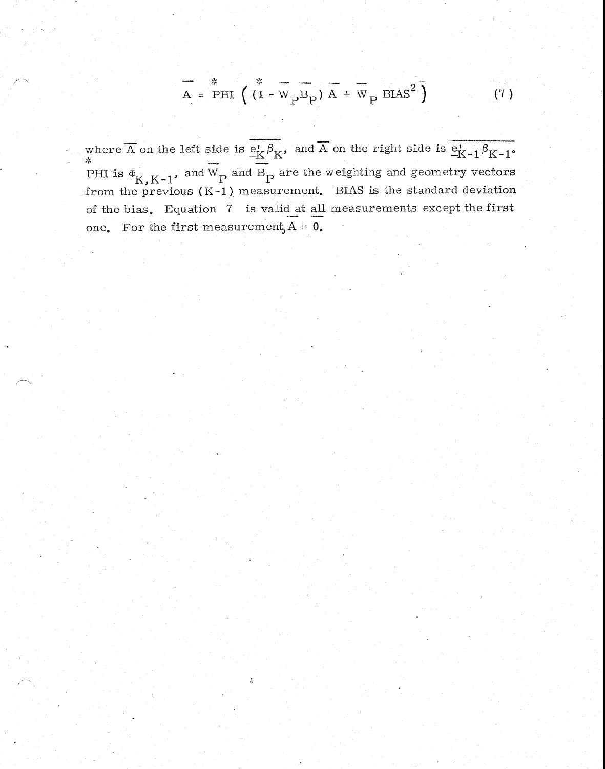$$\overline{A} = \overset{*}{\text{PHI}} \left( (\overset{*}{I} - \overline{W}_P \overline{B}_P) \overline{A} + \overline{W}_P \text{ BIAS}^2 \right) \tag{7}$$

where $\overline{A}$ on the left side is $\overline{\underline{e}'_K \beta_K}$, and $\overline{A}$ on the right side is $\overline{\underline{e}'_{K-1} \beta_{K-1}}$. $\overset{*}{\text{PHI}}$ is $\Phi_{K,K-1}$, and $\overline{W}_P$ and $\overline{B}_P$ are the weighting and geometry vectors from the previous (K-1) measurement. BIAS is the standard deviation of the bias. Equation 7 is valid at all measurements except the first one. For the first measurement, $\overline{A} = 0$.